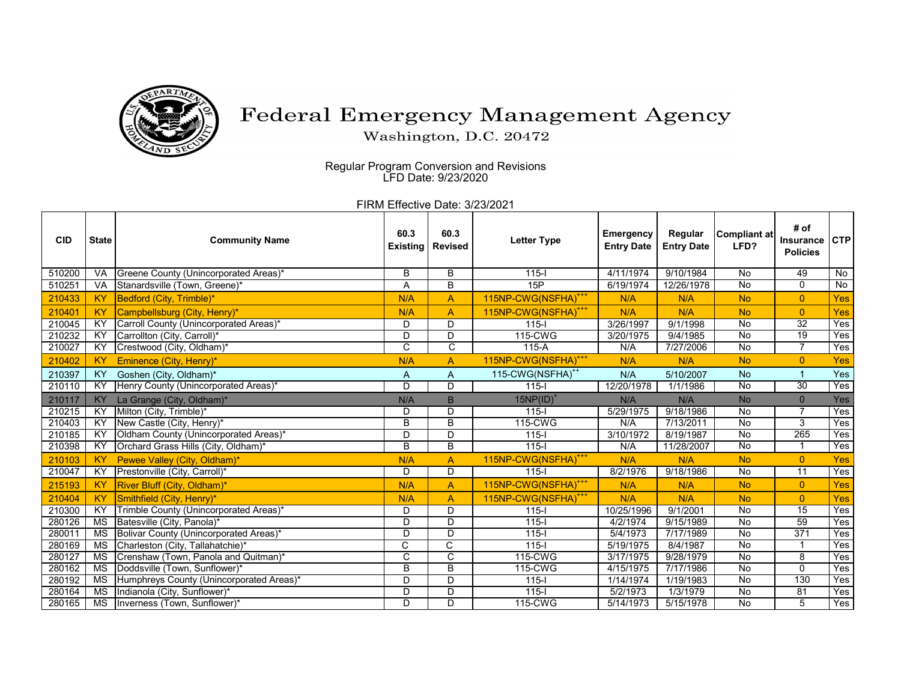# Federal Emergency Management Agency

Washington, D.C. 20472

Regular Program Conversion and Revisions
LFD Date: 9/23/2020

FIRM Effective Date: 3/23/2021

| CID | State | Community Name | 60.3 Existing | 60.3 Revised | Letter Type | Emergency Entry Date | Regular Entry Date | Compliant at LFD? | # of Insurance Policies | CTP |
|---|---|---|---|---|---|---|---|---|---|---|
| 510200 | VA | Greene County (Unincorporated Areas)* | B | B | 115-I | 4/11/1974 | 9/10/1984 | No | 49 | No |
| 510251 | VA | Stanardsville (Town, Greene)* | A | B | 15P | 6/19/1974 | 12/26/1978 | No | 0 | No |
| 210433 | KY | Bedford (City, Trimble)* | N/A | A | 115NP-CWG(NSFHA)+++ | N/A | N/A | No | 0 | Yes |
| 210401 | KY | Campbellsburg (City, Henry)* | N/A | A | 115NP-CWG(NSFHA)+++ | N/A | N/A | No | 0 | Yes |
| 210045 | KY | Carroll County (Unincorporated Areas)* | D | D | 115-I | 3/26/1997 | 9/1/1998 | No | 32 | Yes |
| 210232 | KY | Carrollton (City, Carroll)* | D | D | 115-CWG | 3/20/1975 | 9/4/1985 | No | 19 | Yes |
| 210027 | KY | Crestwood (City, Oldham)* | C | C | 115-A | N/A | 7/27/2006 | No | 7 | Yes |
| 210402 | KY | Eminence (City, Henry)* | N/A | A | 115NP-CWG(NSFHA)+++ | N/A | N/A | No | 0 | Yes |
| 210397 | KY | Goshen (City, Oldham)* | A | A | 115-CWG(NSFHA)++ | N/A | 5/10/2007 | No | 1 | Yes |
| 210110 | KY | Henry County (Unincorporated Areas)* | D | D | 115-I | 12/20/1978 | 1/1/1986 | No | 30 | Yes |
| 210117 | KY | La Grange (City, Oldham)* | N/A | B | 15NP(ID)+ | N/A | N/A | No | 0 | Yes |
| 210215 | KY | Milton (City, Trimble)* | D | D | 115-I | 5/29/1975 | 9/18/1986 | No | 7 | Yes |
| 210403 | KY | New Castle (City, Henry)* | B | B | 115-CWG | N/A | 7/13/2011 | No | 3 | Yes |
| 210185 | KY | Oldham County (Unincorporated Areas)* | D | D | 115-I | 3/10/1972 | 8/19/1987 | No | 265 | Yes |
| 210398 | KY | Orchard Grass Hills (City, Oldham)* | B | B | 115-I | N/A | 11/28/2007 | No | 1 | Yes |
| 210103 | KY | Pewee Valley (City, Oldham)* | N/A | A | 115NP-CWG(NSFHA)+++ | N/A | N/A | No | 0 | Yes |
| 210047 | KY | Prestonville (City, Carroll)* | D | D | 115-I | 8/2/1976 | 9/18/1986 | No | 11 | Yes |
| 215193 | KY | River Bluff (City, Oldham)* | N/A | A | 115NP-CWG(NSFHA)+++ | N/A | N/A | No | 0 | Yes |
| 210404 | KY | Smithfield (City, Henry)* | N/A | A | 115NP-CWG(NSFHA)+++ | N/A | N/A | No | 0 | Yes |
| 210300 | KY | Trimble County (Unincorporated Areas)* | D | D | 115-I | 10/25/1996 | 9/1/2001 | No | 15 | Yes |
| 280126 | MS | Batesville (City, Panola)* | D | D | 115-I | 4/2/1974 | 9/15/1989 | No | 59 | Yes |
| 280011 | MS | Bolivar County (Unincorporated Areas)* | D | D | 115-I | 5/4/1973 | 7/17/1989 | No | 371 | Yes |
| 280169 | MS | Charleston (City, Tallahatchie)* | C | C | 115-I | 5/19/1975 | 8/4/1987 | No | 1 | Yes |
| 280127 | MS | Crenshaw (Town, Panola and Quitman)* | C | C | 115-CWG | 3/17/1975 | 9/28/1979 | No | 8 | Yes |
| 280162 | MS | Doddsville (Town, Sunflower)* | B | B | 115-CWG | 4/15/1975 | 7/17/1986 | No | 0 | Yes |
| 280192 | MS | Humphreys County (Unincorporated Areas)* | D | D | 115-I | 1/14/1974 | 1/19/1983 | No | 130 | Yes |
| 280164 | MS | Indianola (City, Sunflower)* | D | D | 115-I | 5/2/1973 | 1/3/1979 | No | 81 | Yes |
| 280165 | MS | Inverness (Town, Sunflower)* | D | D | 115-CWG | 5/14/1973 | 5/15/1978 | No | 5 | Yes |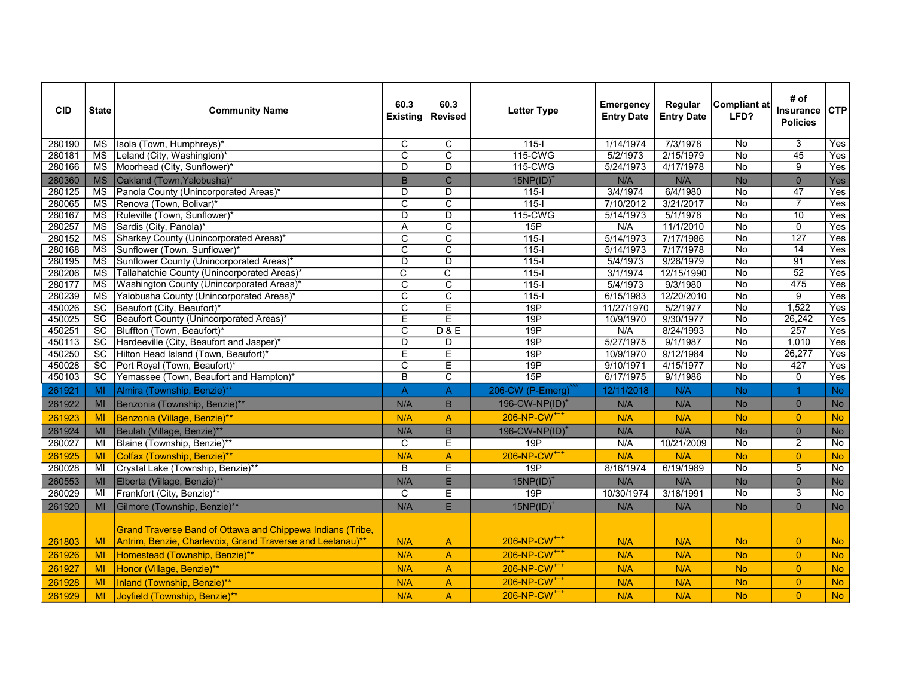| CID | State | Community Name | 60.3 Existing | 60.3 Revised | Letter Type | Emergency Entry Date | Regular Entry Date | Compliant at LFD? | # of Insurance Policies | CTP |
|---|---|---|---|---|---|---|---|---|---|---|
| 280190 | MS | Isola (Town, Humphreys)* | C | C | 115-I | 1/14/1974 | 7/3/1978 | No | 3 | Yes |
| 280181 | MS | Leland (City, Washington)* | C | C | 115-CWG | 5/2/1973 | 2/15/1979 | No | 45 | Yes |
| 280166 | MS | Moorhead (City, Sunflower)* | D | D | 115-CWG | 5/24/1973 | 4/17/1978 | No | 9 | Yes |
| 280360 | MS | Oakland (Town,Yalobusha)* | B | C | 15NP(ID)+ | N/A | N/A | No | 0 | Yes |
| 280125 | MS | Panola County (Unincorporated Areas)* | D | D | 115-I | 3/4/1974 | 6/4/1980 | No | 47 | Yes |
| 280065 | MS | Renova (Town, Bolivar)* | C | C | 115-I | 7/10/2012 | 3/21/2017 | No | 7 | Yes |
| 280167 | MS | Ruleville (Town, Sunflower)* | D | D | 115-CWG | 5/14/1973 | 5/1/1978 | No | 10 | Yes |
| 280257 | MS | Sardis (City, Panola)* | A | C | 15P | N/A | 11/1/2010 | No | 0 | Yes |
| 280152 | MS | Sharkey County (Unincorporated Areas)* | C | C | 115-I | 5/14/1973 | 7/17/1986 | No | 127 | Yes |
| 280168 | MS | Sunflower (Town, Sunflower)* | C | C | 115-I | 5/14/1973 | 7/17/1978 | No | 14 | Yes |
| 280195 | MS | Sunflower County (Unincorporated Areas)* | D | D | 115-I | 5/4/1973 | 9/28/1979 | No | 91 | Yes |
| 280206 | MS | Tallahatchie County (Unincorporated Areas)* | C | C | 115-I | 3/1/1974 | 12/15/1990 | No | 52 | Yes |
| 280177 | MS | Washington County (Unincorporated Areas)* | C | C | 115-I | 5/4/1973 | 9/3/1980 | No | 475 | Yes |
| 280239 | MS | Yalobusha County (Unincorporated Areas)* | C | C | 115-I | 6/15/1983 | 12/20/2010 | No | 9 | Yes |
| 450026 | SC | Beaufort (City, Beaufort)* | C | E | 19P | 11/27/1970 | 5/2/1977 | No | 1,522 | Yes |
| 450025 | SC | Beaufort County (Unincorporated Areas)* | E | E | 19P | 10/9/1970 | 9/30/1977 | No | 26,242 | Yes |
| 450251 | SC | Bluffton (Town, Beaufort)* | C | D & E | 19P | N/A | 8/24/1993 | No | 257 | Yes |
| 450113 | SC | Hardeeville (City, Beaufort and Jasper)* | D | D | 19P | 5/27/1975 | 9/1/1987 | No | 1,010 | Yes |
| 450250 | SC | Hilton Head Island (Town, Beaufort)* | E | E | 19P | 10/9/1970 | 9/12/1984 | No | 26,277 | Yes |
| 450028 | SC | Port Royal (Town, Beaufort)* | C | E | 19P | 9/10/1971 | 4/15/1977 | No | 427 | Yes |
| 450103 | SC | Yemassee (Town, Beaufort and Hampton)* | B | C | 15P | 6/17/1975 | 9/1/1986 | No | 0 | Yes |
| 261921 | MI | Almira (Township, Benzie)** | A | A | 206-CW (P-Emerg)^^^ | 12/11/2018 | N/A | No | 1 | No |
| 261922 | MI | Benzonia (Township, Benzie)** | N/A | B | 196-CW-NP(ID)+ | N/A | N/A | No | 0 | No |
| 261923 | MI | Benzonia (Village, Benzie)** | N/A | A | 206-NP-CW+++ | N/A | N/A | No | 0 | No |
| 261924 | MI | Beulah (Village, Benzie)** | N/A | B | 196-CW-NP(ID)+ | N/A | N/A | No | 0 | No |
| 260027 | MI | Blaine (Township, Benzie)** | C | E | 19P | N/A | 10/21/2009 | No | 2 | No |
| 261925 | MI | Colfax (Township, Benzie)** | N/A | A | 206-NP-CW+++ | N/A | N/A | No | 0 | No |
| 260028 | MI | Crystal Lake (Township, Benzie)** | B | E | 19P | 8/16/1974 | 6/19/1989 | No | 5 | No |
| 260553 | MI | Elberta (Village, Benzie)** | N/A | E | 15NP(ID)+ | N/A | N/A | No | 0 | No |
| 260029 | MI | Frankfort (City, Benzie)** | C | E | 19P | 10/30/1974 | 3/18/1991 | No | 3 | No |
| 261920 | MI | Gilmore (Township, Benzie)** | N/A | E | 15NP(ID)+ | N/A | N/A | No | 0 | No |
| 261803 | MI | Grand Traverse Band of Ottawa and Chippewa Indians (Tribe, Antrim, Benzie, Charlevoix, Grand Traverse and Leelanau)** | N/A | A | 206-NP-CW+++ | N/A | N/A | No | 0 | No |
| 261926 | MI | Homestead (Township, Benzie)** | N/A | A | 206-NP-CW+++ | N/A | N/A | No | 0 | No |
| 261927 | MI | Honor (Village, Benzie)** | N/A | A | 206-NP-CW+++ | N/A | N/A | No | 0 | No |
| 261928 | MI | Inland (Township, Benzie)** | N/A | A | 206-NP-CW+++ | N/A | N/A | No | 0 | No |
| 261929 | MI | Joyfield (Township, Benzie)** | N/A | A | 206-NP-CW+++ | N/A | N/A | No | 0 | No |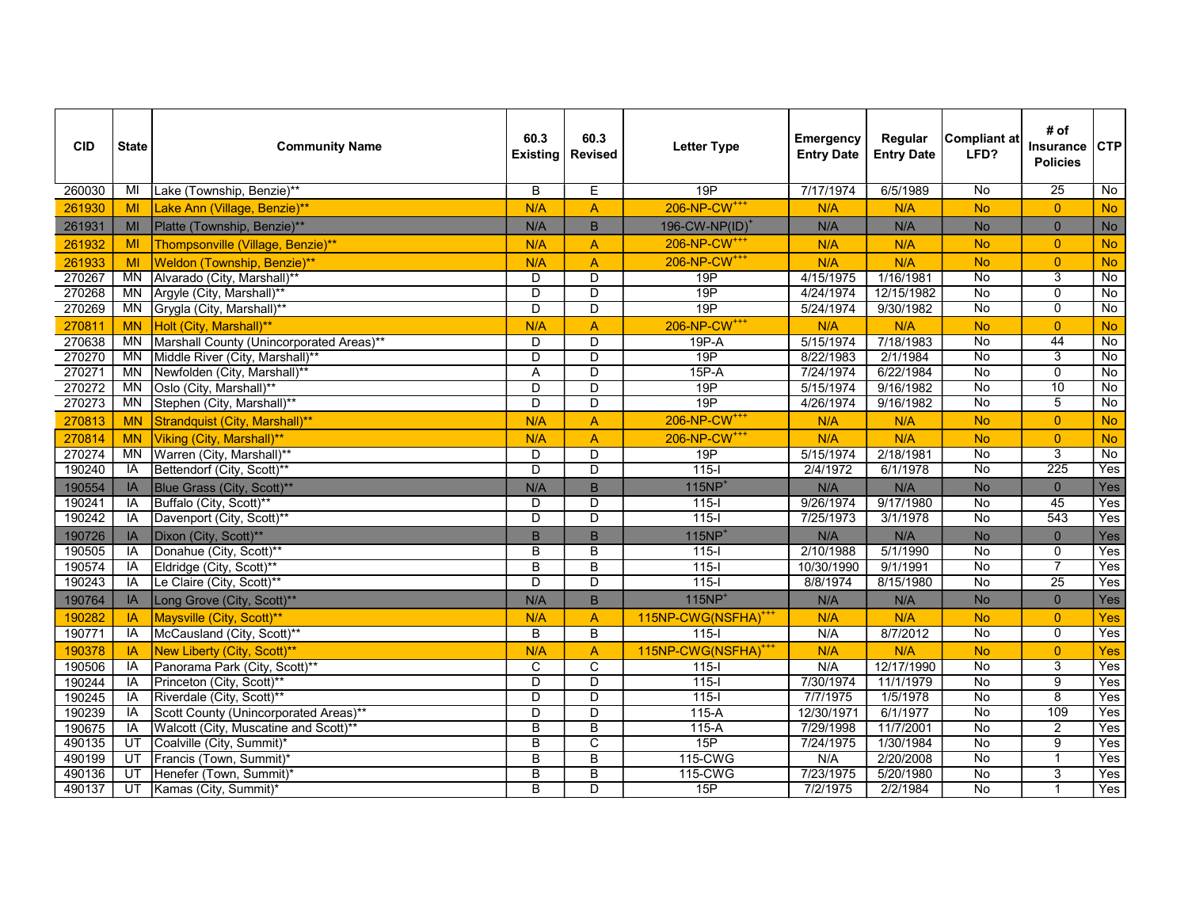| CID | State | Community Name | 60.3 Existing | 60.3 Revised | Letter Type | Emergency Entry Date | Regular Entry Date | Compliant at LFD? | # of Insurance Policies | CTP |
|---|---|---|---|---|---|---|---|---|---|---|
| 260030 | MI | Lake (Township, Benzie)** | B | E | 19P | 7/17/1974 | 6/5/1989 | No | 25 | No |
| 261930 | MI | Lake Ann (Village, Benzie)** | N/A | A | 206-NP-CW+++ | N/A | N/A | No | 0 | No |
| 261931 | MI | Platte (Township, Benzie)** | N/A | B | 196-CW-NP(ID)+ | N/A | N/A | No | 0 | No |
| 261932 | MI | Thompsonville (Village, Benzie)** | N/A | A | 206-NP-CW+++ | N/A | N/A | No | 0 | No |
| 261933 | MI | Weldon (Township, Benzie)** | N/A | A | 206-NP-CW+++ | N/A | N/A | No | 0 | No |
| 270267 | MN | Alvarado (City, Marshall)** | D | D | 19P | 4/15/1975 | 1/16/1981 | No | 3 | No |
| 270268 | MN | Argyle (City, Marshall)** | D | D | 19P | 4/24/1974 | 12/15/1982 | No | 0 | No |
| 270269 | MN | Grygla (City, Marshall)** | D | D | 19P | 5/24/1974 | 9/30/1982 | No | 0 | No |
| 270811 | MN | Holt (City, Marshall)** | N/A | A | 206-NP-CW+++ | N/A | N/A | No | 0 | No |
| 270638 | MN | Marshall County (Unincorporated Areas)** | D | D | 19P-A | 5/15/1974 | 7/18/1983 | No | 44 | No |
| 270270 | MN | Middle River (City, Marshall)** | D | D | 19P | 8/22/1983 | 2/1/1984 | No | 3 | No |
| 270271 | MN | Newfolden (City, Marshall)** | A | D | 15P-A | 7/24/1974 | 6/22/1984 | No | 0 | No |
| 270272 | MN | Oslo (City, Marshall)** | D | D | 19P | 5/15/1974 | 9/16/1982 | No | 10 | No |
| 270273 | MN | Stephen (City, Marshall)** | D | D | 19P | 4/26/1974 | 9/16/1982 | No | 5 | No |
| 270813 | MN | Strandquist (City, Marshall)** | N/A | A | 206-NP-CW+++ | N/A | N/A | No | 0 | No |
| 270814 | MN | Viking (City, Marshall)** | N/A | A | 206-NP-CW+++ | N/A | N/A | No | 0 | No |
| 270274 | MN | Warren (City, Marshall)** | D | D | 19P | 5/15/1974 | 2/18/1981 | No | 3 | No |
| 190240 | IA | Bettendorf (City, Scott)** | D | D | 115-I | 2/4/1972 | 6/1/1978 | No | 225 | Yes |
| 190554 | IA | Blue Grass (City, Scott)** | N/A | B | 115NP+ | N/A | N/A | No | 0 | Yes |
| 190241 | IA | Buffalo (City, Scott)** | D | D | 115-I | 9/26/1974 | 9/17/1980 | No | 45 | Yes |
| 190242 | IA | Davenport (City, Scott)** | D | D | 115-I | 7/25/1973 | 3/1/1978 | No | 543 | Yes |
| 190726 | IA | Dixon (City, Scott)** | B | B | 115NP+ | N/A | N/A | No | 0 | Yes |
| 190505 | IA | Donahue (City, Scott)** | B | B | 115-I | 2/10/1988 | 5/1/1990 | No | 0 | Yes |
| 190574 | IA | Eldridge (City, Scott)** | B | B | 115-I | 10/30/1990 | 9/1/1991 | No | 7 | Yes |
| 190243 | IA | Le Claire (City, Scott)** | D | D | 115-I | 8/8/1974 | 8/15/1980 | No | 25 | Yes |
| 190764 | IA | Long Grove (City, Scott)** | N/A | B | 115NP+ | N/A | N/A | No | 0 | Yes |
| 190282 | IA | Maysville (City, Scott)** | N/A | A | 115NP-CWG(NSFHA)+++ | N/A | N/A | No | 0 | Yes |
| 190771 | IA | McCausland (City, Scott)** | B | B | 115-I | N/A | 8/7/2012 | No | 0 | Yes |
| 190378 | IA | New Liberty (City, Scott)** | N/A | A | 115NP-CWG(NSFHA)+++ | N/A | N/A | No | 0 | Yes |
| 190506 | IA | Panorama Park (City, Scott)** | C | C | 115-I | N/A | 12/17/1990 | No | 3 | Yes |
| 190244 | IA | Princeton (City, Scott)** | D | D | 115-I | 7/30/1974 | 11/1/1979 | No | 9 | Yes |
| 190245 | IA | Riverdale (City, Scott)** | D | D | 115-I | 7/7/1975 | 1/5/1978 | No | 8 | Yes |
| 190239 | IA | Scott County (Unincorporated Areas)** | D | D | 115-A | 12/30/1971 | 6/1/1977 | No | 109 | Yes |
| 190675 | IA | Walcott (City, Muscatine and Scott)** | B | B | 115-A | 7/29/1998 | 11/7/2001 | No | 2 | Yes |
| 490135 | UT | Coalville (City, Summit)* | B | C | 15P | 7/24/1975 | 1/30/1984 | No | 9 | Yes |
| 490199 | UT | Francis (Town, Summit)* | B | B | 115-CWG | N/A | 2/20/2008 | No | 1 | Yes |
| 490136 | UT | Henefer (Town, Summit)* | B | B | 115-CWG | 7/23/1975 | 5/20/1980 | No | 3 | Yes |
| 490137 | UT | Kamas (City, Summit)* | B | D | 15P | 7/2/1975 | 2/2/1984 | No | 1 | Yes |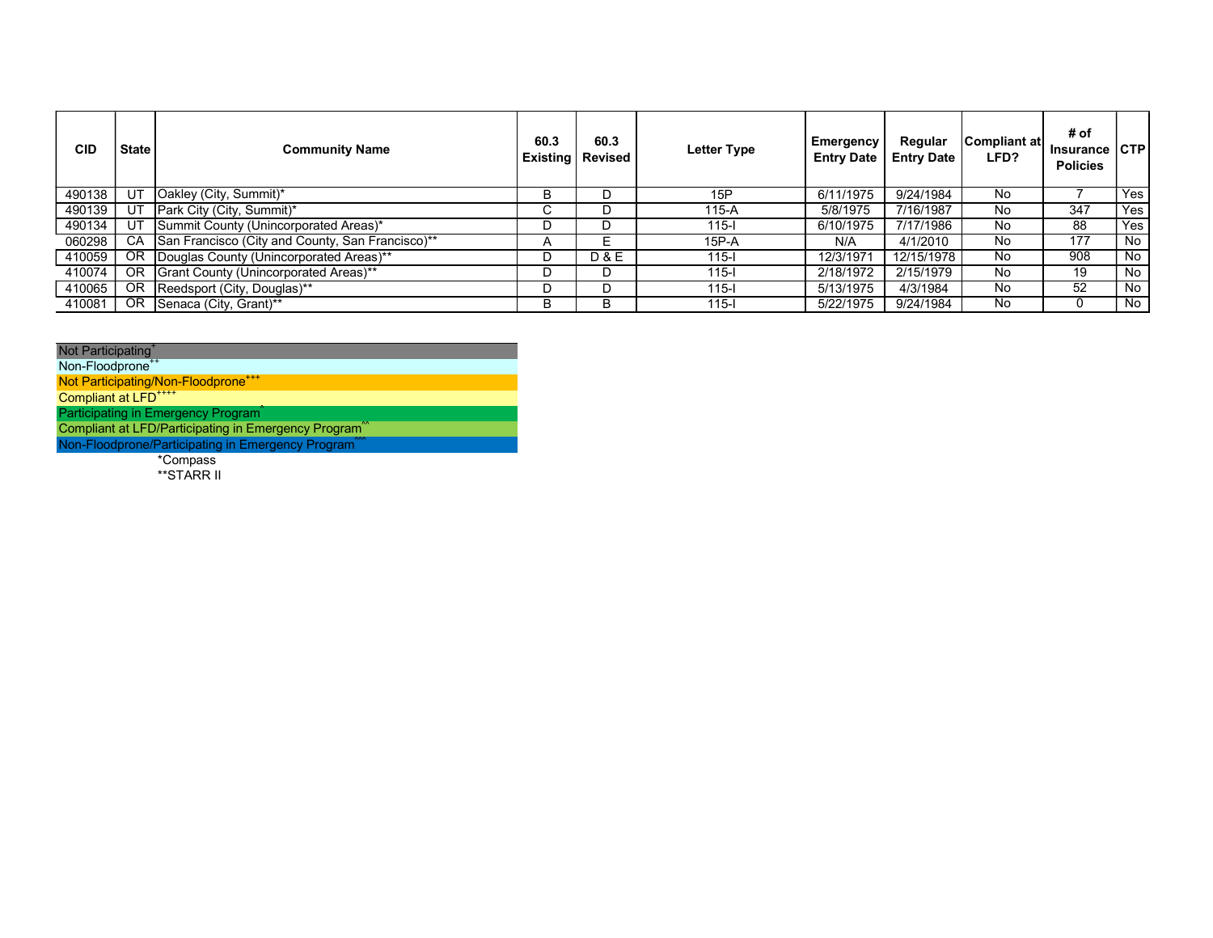| CID | State | Community Name | 60.3 Existing | 60.3 Revised | Letter Type | Emergency Entry Date | Regular Entry Date | Compliant at LFD? | # of Insurance Policies | CTP |
|---|---|---|---|---|---|---|---|---|---|---|
| 490138 | UT | Oakley (City, Summit)* | B | D | 15P | 6/11/1975 | 9/24/1984 | No | 7 | Yes |
| 490139 | UT | Park City (City, Summit)* | C | D | 115-A | 5/8/1975 | 7/16/1987 | No | 347 | Yes |
| 490134 | UT | Summit County (Unincorporated Areas)* | D | D | 115-I | 6/10/1975 | 7/17/1986 | No | 88 | Yes |
| 060298 | CA | San Francisco (City and County, San Francisco)** | A | E | 15P-A | N/A | 4/1/2010 | No | 177 | No |
| 410059 | OR | Douglas County (Unincorporated Areas)** | D | D & E | 115-I | 12/3/1971 | 12/15/1978 | No | 908 | No |
| 410074 | OR | Grant County (Unincorporated Areas)** | D | D | 115-I | 2/18/1972 | 2/15/1979 | No | 19 | No |
| 410065 | OR | Reedsport (City, Douglas)** | D | D | 115-I | 5/13/1975 | 4/3/1984 | No | 52 | No |
| 410081 | OR | Senaca (City, Grant)** | B | B | 115-I | 5/22/1975 | 9/24/1984 | No | 0 | No |

Not Participating[+]
Non-Floodprone[++]
Not Participating/Non-Floodprone[+++]
Compliant at LFD[++++]
Participating in Emergency Program[^]
Compliant at LFD/Participating in Emergency Program[^^]
Non-Floodprone/Participating in Emergency Program[^^^]

*Compass
**STARR II